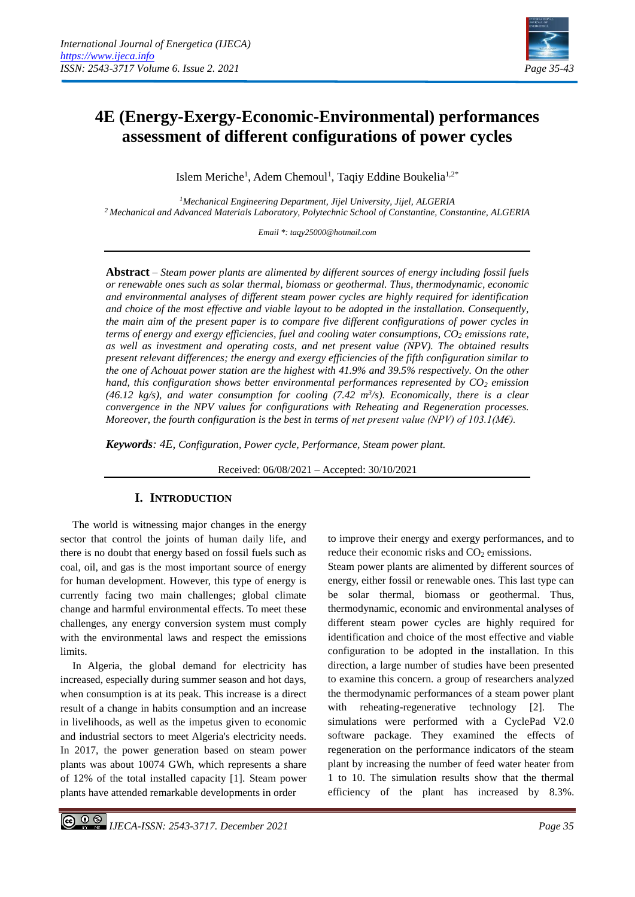# 4E (Energy-Exergy-Economic-Environmental) performances assessment of different configurations of power cycles

Islem Meriche[1], Adem Chemoul[1], Taqiy Eddine Boukelia[1,2*]

[1]*Mechanical Engineering Department, Jijel University, Jijel, ALGERIA*
[2]*Mechanical and Advanced Materials Laboratory, Polytechnic School of Constantine, Constantine, ALGERIA*

*Email \*: taqy25000@hotmail.com*

---

**Abstract** – *Steam power plants are alimented by different sources of energy including fossil fuels or renewable ones such as solar thermal, biomass or geothermal. Thus, thermodynamic, economic and environmental analyses of different steam power cycles are highly required for identification and choice of the most effective and viable layout to be adopted in the installation. Consequently, the main aim of the present paper is to compare five different configurations of power cycles in terms of energy and exergy efficiencies, fuel and cooling water consumptions, $CO_2$ emissions rate, as well as investment and operating costs, and net present value (NPV). The obtained results present relevant differences; the energy and exergy efficiencies of the fifth configuration similar to the one of Achouat power station are the highest with 41.9% and 39.5% respectively. On the other hand, this configuration shows better environmental performances represented by $CO_2$ emission (46.12 kg/s), and water consumption for cooling (7.42 $m^3/s$). Economically, there is a clear convergence in the NPV values for configurations with Reheating and Regeneration processes. Moreover, the fourth configuration is the best in terms of net present value (NPV) of 103.1(M€).*

***Keywords**: 4E, Configuration, Power cycle, Performance, Steam power plant.*

Received: 06/08/2021 – Accepted: 30/10/2021

---

## I. Introduction

The world is witnessing major changes in the energy sector that control the joints of human daily life, and there is no doubt that energy based on fossil fuels such as coal, oil, and gas is the most important source of energy for human development. However, this type of energy is currently facing two main challenges; global climate change and harmful environmental effects. To meet these challenges, any energy conversion system must comply with the environmental laws and respect the emissions limits.

In Algeria, the global demand for electricity has increased, especially during summer season and hot days, when consumption is at its peak. This increase is a direct result of a change in habits consumption and an increase in livelihoods, as well as the impetus given to economic and industrial sectors to meet Algeria's electricity needs. In 2017, the power generation based on steam power plants was about 10074 GWh, which represents a share of 12% of the total installed capacity [1]. Steam power plants have attended remarkable developments in order to improve their energy and exergy performances, and to reduce their economic risks and $CO_2$ emissions.

Steam power plants are alimented by different sources of energy, either fossil or renewable ones. This last type can be solar thermal, biomass or geothermal. Thus, thermodynamic, economic and environmental analyses of different steam power cycles are highly required for identification and choice of the most effective and viable configuration to be adopted in the installation. In this direction, a large number of studies have been presented to examine this concern. a group of researchers analyzed the thermodynamic performances of a steam power plant with reheating-regenerative technology [2]. The simulations were performed with a CyclePad V2.0 software package. They examined the effects of regeneration on the performance indicators of the steam plant by increasing the number of feed water heater from 1 to 10. The simulation results show that the thermal efficiency of the plant has increased by 8.3%.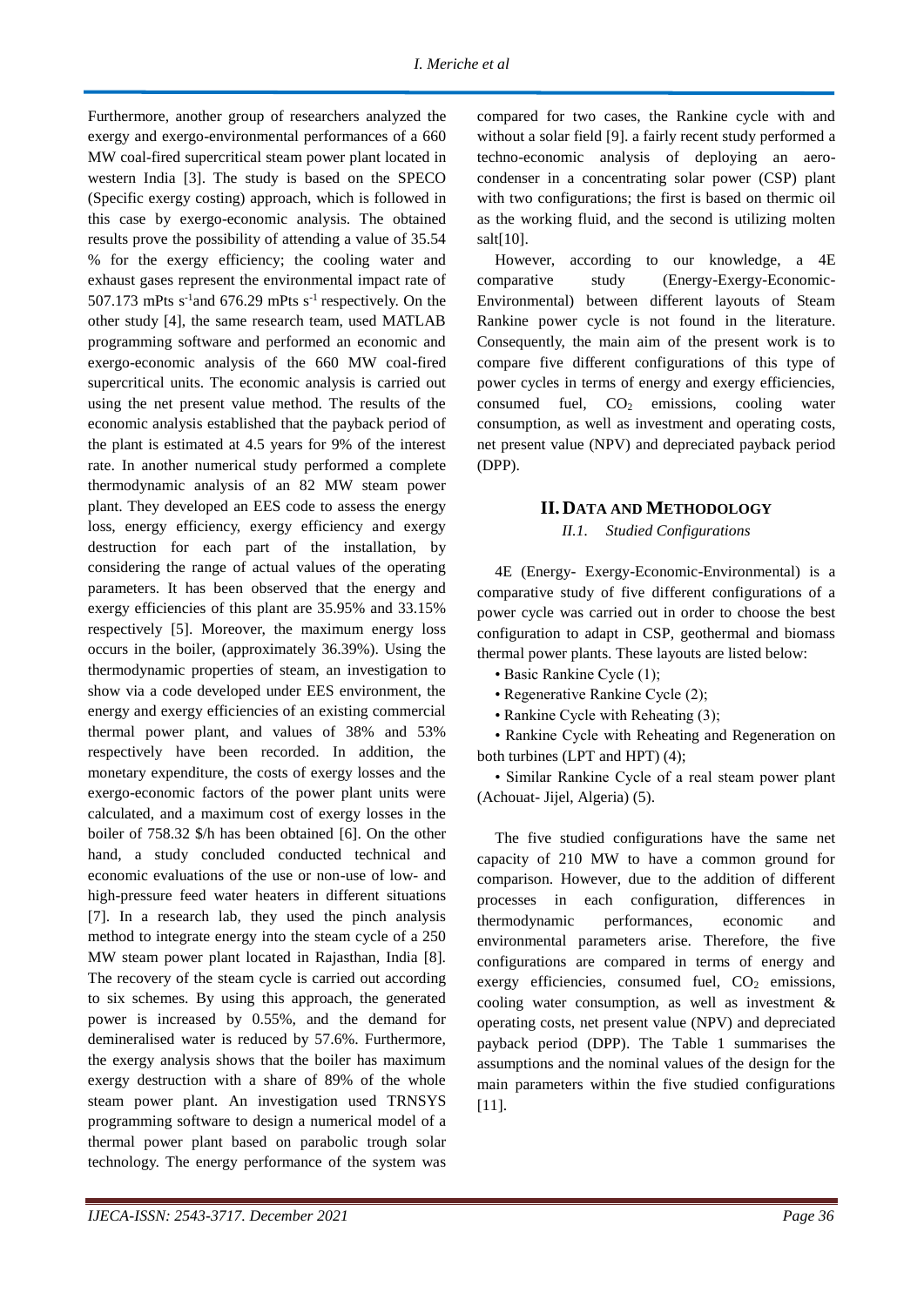Furthermore, another group of researchers analyzed the exergy and exergo-environmental performances of a 660 MW coal-fired supercritical steam power plant located in western India [3]. The study is based on the SPECO (Specific exergy costing) approach, which is followed in this case by exergo-economic analysis. The obtained results prove the possibility of attending a value of 35.54 % for the exergy efficiency; the cooling water and exhaust gases represent the environmental impact rate of 507.173 mPts $s^{-1}$and 676.29 mPts $s^{-1}$ respectively. On the other study [4], the same research team, used MATLAB programming software and performed an economic and exergo-economic analysis of the 660 MW coal-fired supercritical units. The economic analysis is carried out using the net present value method. The results of the economic analysis established that the payback period of the plant is estimated at 4.5 years for 9% of the interest rate. In another numerical study performed a complete thermodynamic analysis of an 82 MW steam power plant. They developed an EES code to assess the energy loss, energy efficiency, exergy efficiency and exergy destruction for each part of the installation, by considering the range of actual values of the operating parameters. It has been observed that the energy and exergy efficiencies of this plant are 35.95% and 33.15% respectively [5]. Moreover, the maximum energy loss occurs in the boiler, (approximately 36.39%). Using the thermodynamic properties of steam, an investigation to show via a code developed under EES environment, the energy and exergy efficiencies of an existing commercial thermal power plant, and values of 38% and 53% respectively have been recorded. In addition, the monetary expenditure, the costs of exergy losses and the exergo-economic factors of the power plant units were calculated, and a maximum cost of exergy losses in the boiler of 758.32 $/h has been obtained [6]. On the other hand, a study concluded conducted technical and economic evaluations of the use or non-use of low- and high-pressure feed water heaters in different situations [7]. In a research lab, they used the pinch analysis method to integrate energy into the steam cycle of a 250 MW steam power plant located in Rajasthan, India [8]. The recovery of the steam cycle is carried out according to six schemes. By using this approach, the generated power is increased by 0.55%, and the demand for demineralised water is reduced by 57.6%. Furthermore, the exergy analysis shows that the boiler has maximum exergy destruction with a share of 89% of the whole steam power plant. An investigation used TRNSYS programming software to design a numerical model of a thermal power plant based on parabolic trough solar technology. The energy performance of the system was compared for two cases, the Rankine cycle with and without a solar field [9]. a fairly recent study performed a techno-economic analysis of deploying an aero-condenser in a concentrating solar power (CSP) plant with two configurations; the first is based on thermic oil as the working fluid, and the second is utilizing molten salt[10].

However, according to our knowledge, a 4E comparative study (Energy-Exergy-Economic-Environmental) between different layouts of Steam Rankine power cycle is not found in the literature. Consequently, the main aim of the present work is to compare five different configurations of this type of power cycles in terms of energy and exergy efficiencies, consumed fuel, $CO_2$ emissions, cooling water consumption, as well as investment and operating costs, net present value (NPV) and depreciated payback period (DPP).

## II. Data and Methodology

### II.1. Studied Configurations

4E (Energy- Exergy-Economic-Environmental) is a comparative study of five different configurations of a power cycle was carried out in order to choose the best configuration to adapt in CSP, geothermal and biomass thermal power plants. These layouts are listed below:

- Basic Rankine Cycle (1);
- Regenerative Rankine Cycle (2);
- Rankine Cycle with Reheating (3);
- Rankine Cycle with Reheating and Regeneration on both turbines (LPT and HPT) (4);
- Similar Rankine Cycle of a real steam power plant (Achouat- Jijel, Algeria) (5).

The five studied configurations have the same net capacity of 210 MW to have a common ground for comparison. However, due to the addition of different processes in each configuration, differences in thermodynamic performances, economic and environmental parameters arise. Therefore, the five configurations are compared in terms of energy and exergy efficiencies, consumed fuel, $CO_2$ emissions, cooling water consumption, as well as investment & operating costs, net present value (NPV) and depreciated payback period (DPP). The Table 1 summarises the assumptions and the nominal values of the design for the main parameters within the five studied configurations [11].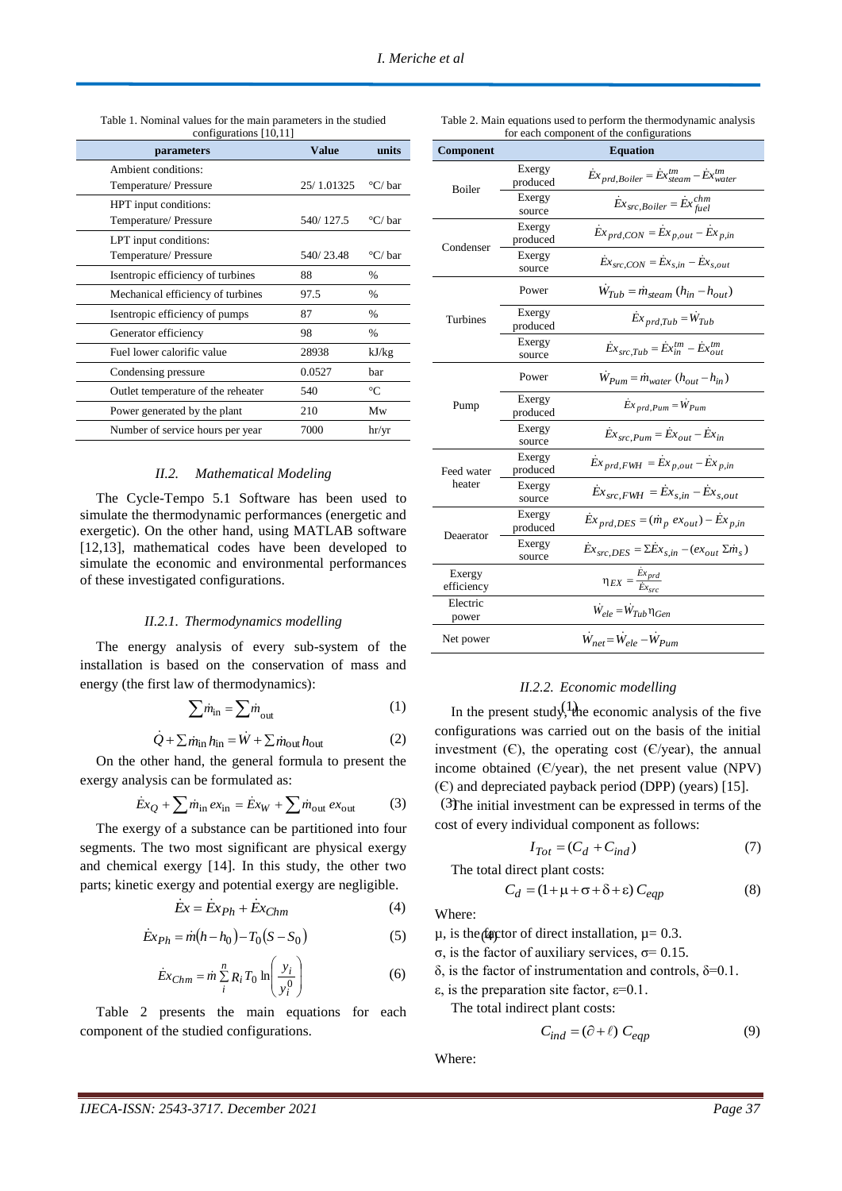Table 1. Nominal values for the main parameters in the studied configurations [10,11]

| parameters | Value | units |
|---|---|---|
| Ambient conditions: Temperature/ Pressure | 25/ 1.01325 | °C/ bar |
| HPT input conditions: Temperature/ Pressure | 540/ 127.5 | °C/ bar |
| LPT input conditions: Temperature/ Pressure | 540/ 23.48 | °C/ bar |
| Isentropic efficiency of turbines | 88 | % |
| Mechanical efficiency of turbines | 97.5 | % |
| Isentropic efficiency of pumps | 87 | % |
| Generator efficiency | 98 | % |
| Fuel lower calorific value | 28938 | kJ/kg |
| Condensing pressure | 0.0527 | bar |
| Outlet temperature of the reheater | 540 | °C |
| Power generated by the plant | 210 | Mw |
| Number of service hours per year | 7000 | hr/yr |

### *II.2. Mathematical Modeling*

The Cycle-Tempo 5.1 Software has been used to simulate the thermodynamic performances (energetic and exergetic). On the other hand, using MATLAB software [12,13], mathematical codes have been developed to simulate the economic and environmental performances of these investigated configurations.

#### *II.2.1. Thermodynamics modelling*

The energy analysis of every sub-system of the installation is based on the conservation of mass and energy (the first law of thermodynamics):

$$\sum \dot{m}_{\text{in}} = \sum \dot{m}_{\text{out}} \tag{1}$$

$$\dot{Q} + \sum \dot{m}_{\text{in}} h_{\text{in}} = \dot{W} + \sum \dot{m}_{\text{out}} h_{\text{out}} \tag{2}$$

On the other hand, the general formula to present the exergy analysis can be formulated as:

$$\dot{E}x_Q + \sum \dot{m}_{\text{in}} ex_{\text{in}} = \dot{E}x_W + \sum \dot{m}_{\text{out}} ex_{\text{out}} \tag{3}$$

The exergy of a substance can be partitioned into four segments. The two most significant are physical exergy and chemical exergy [14]. In this study, the other two parts; kinetic exergy and potential exergy are negligible.

$$\dot{E}x = \dot{E}x_{Ph} + \dot{E}x_{Chm} \tag{4}$$

$$\dot{E}x_{Ph} = \dot{m}(h - h_0) - T_0(S - S_0) \tag{5}$$

$$\dot{E}x_{Chm} = \dot{m} \sum_{i}^{n} R_i T_0 \ln\left(\frac{y_i}{y_i^0}\right) \tag{6}$$

Table 2 presents the main equations for each component of the studied configurations.

Table 2. Main equations used to perform the thermodynamic analysis for each component of the configurations

| Component | | Equation |
|---|---|---|
| Boiler | Exergy produced | $\dot{E}x_{prd,Boiler} = \dot{E}x_{steam}^{tm} - \dot{E}x_{water}^{tm}$ |
| | Exergy source | $\dot{E}x_{src,Boiler} = \dot{E}x_{fuel}^{chm}$ |
| Condenser | Exergy produced | $\dot{E}x_{prd,CON} = \dot{E}x_{p,out} - \dot{E}x_{p,in}$ |
| | Exergy source | $\dot{E}x_{src,CON} = \dot{E}x_{s,in} - \dot{E}x_{s,out}$ |
| Turbines | Power | $\dot{W}_{Tub} = \dot{m}_{steam}(h_{in} - h_{out})$ |
| | Exergy produced | $\dot{E}x_{prd,Tub} = \dot{W}_{Tub}$ |
| | Exergy source | $\dot{E}x_{src,Tub} = \dot{E}x_{in}^{tm} - \dot{E}x_{out}^{tm}$ |
| Pump | Power | $\dot{W}_{Pum} = \dot{m}_{water}(h_{out} - h_{in})$ |
| | Exergy produced | $\dot{E}x_{prd,Pum} = \dot{W}_{Pum}$ |
| | Exergy source | $\dot{E}x_{src,Pum} = \dot{E}x_{out} - \dot{E}x_{in}$ |
| Feed water heater | Exergy produced | $\dot{E}x_{prd,FWH} = \dot{E}x_{p,out} - \dot{E}x_{p,in}$ |
| | Exergy source | $\dot{E}x_{src,FWH} = \dot{E}x_{s,in} - \dot{E}x_{s,out}$ |
| Deaerator | Exergy produced | $\dot{E}x_{prd,DES} = (\dot{m}_p\, ex_{out}) - \dot{E}x_{p,in}$ |
| | Exergy source | $\dot{E}x_{src,DES} = \Sigma\dot{E}x_{s,in} - (ex_{out}\, \Sigma\dot{m}_s)$ |
| Exergy efficiency | | $\eta_{EX} = \frac{\dot{E}x_{prd}}{\dot{E}x_{src}}$ |
| Electric power | | $\dot{W}_{ele} = \dot{W}_{Tub}\eta_{Gen}$ |
| Net power | | $\dot{W}_{net} = \dot{W}_{ele} - \dot{W}_{Pum}$ |

#### *II.2.2. Economic modelling*

In the present study, the economic analysis of the five configurations was carried out on the basis of the initial investment (€), the operating cost (€/year), the annual income obtained (€/year), the net present value (NPV) (€) and depreciated payback period (DPP) (years) [15].

The initial investment can be expressed in terms of the cost of every individual component as follows:

$$I_{Tot} = (C_d + C_{ind}) \tag{7}$$

The total direct plant costs:

$$C_d = (1 + \mu + \sigma + \delta + \varepsilon)\, C_{eqp} \tag{8}$$

Where:

$\mu$, is the factor of direct installation, $\mu = 0.3$.

$\sigma$, is the factor of auxiliary services, $\sigma = 0.15$.

$\delta$, is the factor of instrumentation and controls, $\delta = 0.1$.

$\varepsilon$, is the preparation site factor, $\varepsilon = 0.1$.

The total indirect plant costs:

$$C_{ind} = (\partial + \ell)\, C_{eqp} \tag{9}$$

Where: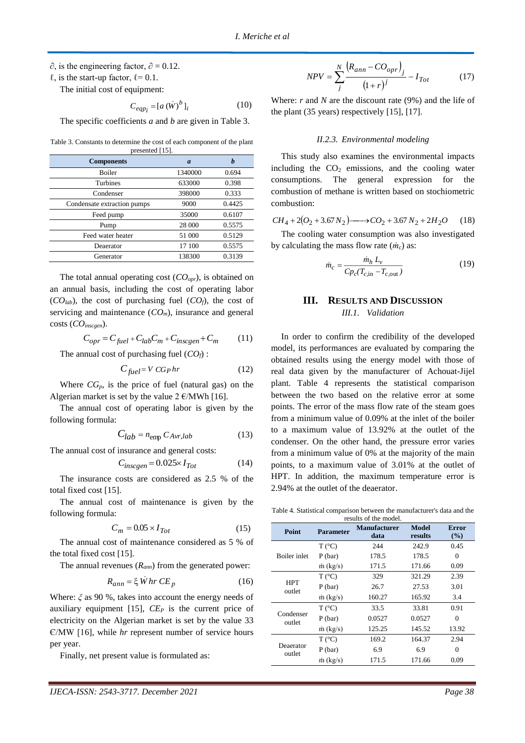$\partial$, is the engineering factor, $\partial = 0.12$.

$\ell$, is the start-up factor, $\ell = 0.1$.

The initial cost of equipment:

$$C_{eqp_i} = [a\,(\dot{W})^b]_i \tag{10}$$

The specific coefficients *a* and *b* are given in Table 3.

Table 3. Constants to determine the cost of each component of the plant presented [15].

| Components | *a* | *b* |
|---|---|---|
| Boiler | 1340000 | 0.694 |
| Turbines | 633000 | 0.398 |
| Condenser | 398000 | 0.333 |
| Condensate extraction pumps | 9000 | 0.4425 |
| Feed pump | 35000 | 0.6107 |
| Pump | 28 000 | 0.5575 |
| Feed water heater | 51 000 | 0.5129 |
| Deaerator | 17 100 | 0.5575 |
| Generator | 138300 | 0.3139 |

The total annual operating cost ($CO_{opr}$), is obtained on an annual basis, including the cost of operating labor ($CO_{lab}$), the cost of purchasing fuel ($CO_f$), the cost of servicing and maintenance ($CO_m$), insurance and general costs ($CO_{inscgen}$).

$$C_{opr} = C_{fuel} + C_{lab} C_m + C_{inscgen} + C_m \tag{11}$$

The annual cost of purchasing fuel ($CO_f$) :

$$C_{fuel} = V\, CG_P\, hr \tag{12}$$

Where $CG_p$, is the price of fuel (natural gas) on the Algerian market is set by the value 2 €/MWh [16].

The annual cost of operating labor is given by the following formula:

$$C_{lab} = n_{emp}\, C_{Avr,lab} \tag{13}$$

The annual cost of insurance and general costs:

$$C_{inscgen} = 0.025 \times I_{Tot} \tag{14}$$

The insurance costs are considered as 2.5 % of the total fixed cost [15].

The annual cost of maintenance is given by the following formula:

$$C_m = 0.05 \times I_{Tot} \tag{15}$$

The annual cost of maintenance considered as 5 % of the total fixed cost [15].

The annual revenues ($R_{ann}$) from the generated power:

$$R_{ann} = \xi\, \dot{W}\, hr\, CE_p \tag{16}$$

Where: $\xi$ as 90 %, takes into account the energy needs of auxiliary equipment [15], $CE_P$ is the current price of electricity on the Algerian market is set by the value 33 €/MW [16], while *hr* represent number of service hours per year.

Finally, net present value is formulated as:

$$NPV = \sum_{j}^{N} \frac{\left(R_{ann} - CO_{opr}\right)_j}{(1+r)^j} - I_{Tot} \tag{17}$$

Where: *r* and *N* are the discount rate (9%) and the life of the plant (35 years) respectively [15], [17].

### *II.2.3. Environmental modeling*

This study also examines the environmental impacts including the $CO_2$ emissions, and the cooling water consumptions. The general expression for the combustion of methane is written based on stochiometric combustion:

$$CH_4 + 2(O_2 + 3.67\, N_2) \longrightarrow CO_2 + 3.67\, N_2 + 2H_2O \tag{18}$$

The cooling water consumption was also investigated by calculating the mass flow rate ($\dot{m}_c$) as:

$$\dot{m}_c = \frac{\dot{m}_h\, L_v}{Cp_c (T_{c,\text{in}} - T_{c,\text{out}})} \tag{19}$$

## III. Results and Discussion

### *III.1. Validation*

In order to confirm the credibility of the developed model, its performances are evaluated by comparing the obtained results using the energy model with those of real data given by the manufacturer of Achouat-Jijel plant. Table 4 represents the statistical comparison between the two based on the relative error at some points. The error of the mass flow rate of the steam goes from a minimum value of 0.09% at the inlet of the boiler to a maximum value of 13.92% at the outlet of the condenser. On the other hand, the pressure error varies from a minimum value of 0% at the majority of the main points, to a maximum value of 3.01% at the outlet of HPT. In addition, the maximum temperature error is 2.94% at the outlet of the deaerator.

Table 4. Statistical comparison between the manufacturer's data and the results of the model.

| Point | Parameter | Manufacturer data | Model results | Error (%) |
|---|---|---|---|---|
| Boiler inlet | T (°C) | 244 | 242.9 | 0.45 |
| | P (bar) | 178.5 | 178.5 | 0 |
| | ṁ (kg/s) | 171.5 | 171.66 | 0.09 |
| HPT outlet | T (°C) | 329 | 321.29 | 2.39 |
| | P (bar) | 26.7 | 27.53 | 3.01 |
| | ṁ (kg/s) | 160.27 | 165.92 | 3.4 |
| Condenser outlet | T (°C) | 33.5 | 33.81 | 0.91 |
| | P (bar) | 0.0527 | 0.0527 | 0 |
| | ṁ (kg/s) | 125.25 | 145.52 | 13.92 |
| Deaerator outlet | T (°C) | 169.2 | 164.37 | 2.94 |
| | P (bar) | 6.9 | 6.9 | 0 |
| | ṁ (kg/s) | 171.5 | 171.66 | 0.09 |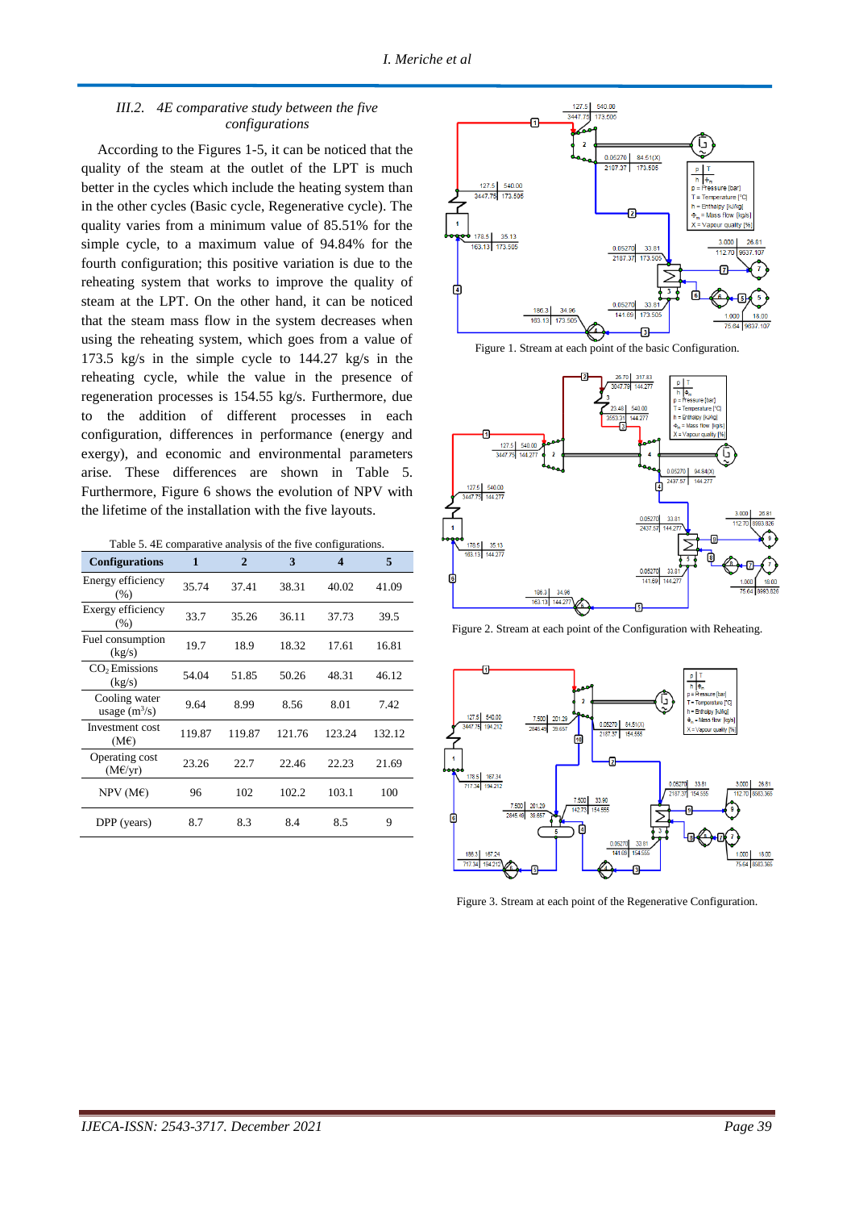### III.2. 4E comparative study between the five configurations

According to the Figures 1-5, it can be noticed that the quality of the steam at the outlet of the LPT is much better in the cycles which include the heating system than in the other cycles (Basic cycle, Regenerative cycle). The quality varies from a minimum value of 85.51% for the simple cycle, to a maximum value of 94.84% for the fourth configuration; this positive variation is due to the reheating system that works to improve the quality of steam at the LPT. On the other hand, it can be noticed that the steam mass flow in the system decreases when using the reheating system, which goes from a value of 173.5 kg/s in the simple cycle to 144.27 kg/s in the reheating cycle, while the value in the presence of regeneration processes is 154.55 kg/s. Furthermore, due to the addition of different processes in each configuration, differences in performance (energy and exergy), and economic and environmental parameters arise. These differences are shown in Table 5. Furthermore, Figure 6 shows the evolution of NPV with the lifetime of the installation with the five layouts.

Table 5. 4E comparative analysis of the five configurations.

| Configurations | 1 | 2 | 3 | 4 | 5 |
|---|---|---|---|---|---|
| Energy efficiency (%) | 35.74 | 37.41 | 38.31 | 40.02 | 41.09 |
| Exergy efficiency (%) | 33.7 | 35.26 | 36.11 | 37.73 | 39.5 |
| Fuel consumption (kg/s) | 19.7 | 18.9 | 18.32 | 17.61 | 16.81 |
| $CO_2$ Emissions (kg/s) | 54.04 | 51.85 | 50.26 | 48.31 | 46.12 |
| Cooling water usage ($m^3$/s) | 9.64 | 8.99 | 8.56 | 8.01 | 7.42 |
| Investment cost (M€) | 119.87 | 119.87 | 121.76 | 123.24 | 132.12 |
| Operating cost (M€/yr) | 23.26 | 22.7 | 22.46 | 22.23 | 21.69 |
| NPV (M€) | 96 | 102 | 102.2 | 103.1 | 100 |
| DPP (years) | 8.7 | 8.3 | 8.4 | 8.5 | 9 |

Figure 1. Stream at each point of the basic Configuration.

Figure 2. Stream at each point of the Configuration with Reheating.

Figure 3. Stream at each point of the Regenerative Configuration.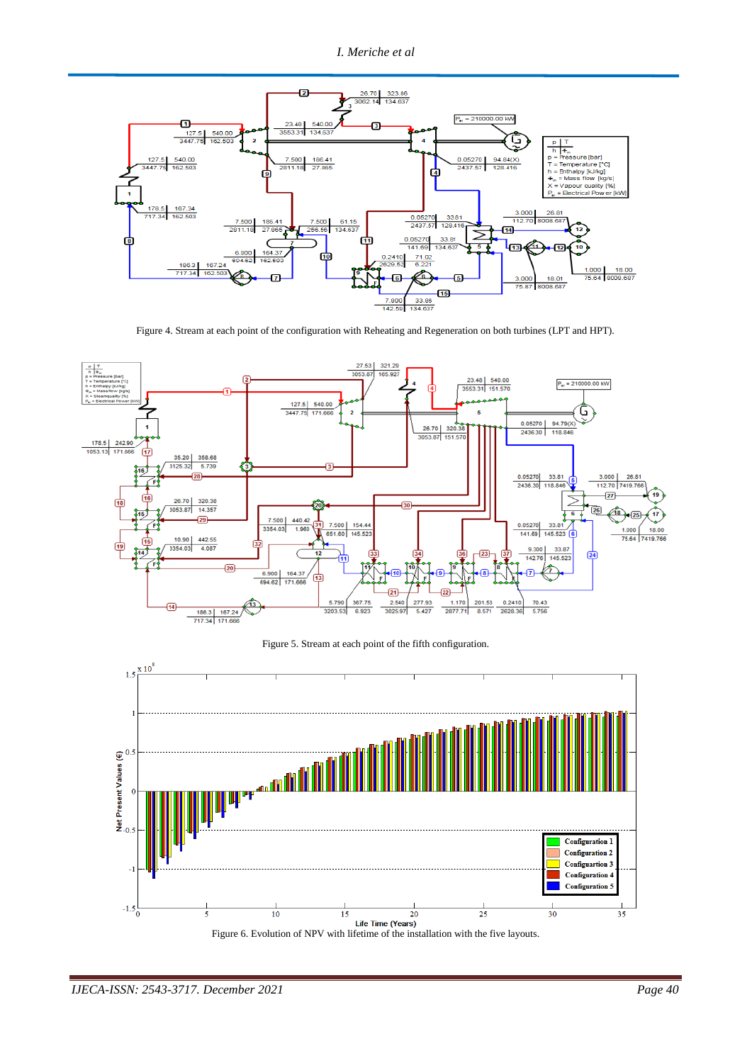Figure 4. Stream at each point of the configuration with Reheating and Regeneration on both turbines (LPT and HPT).

Figure 5. Stream at each point of the fifth configuration.

Figure 6. Evolution of NPV with lifetime of the installation with the five layouts.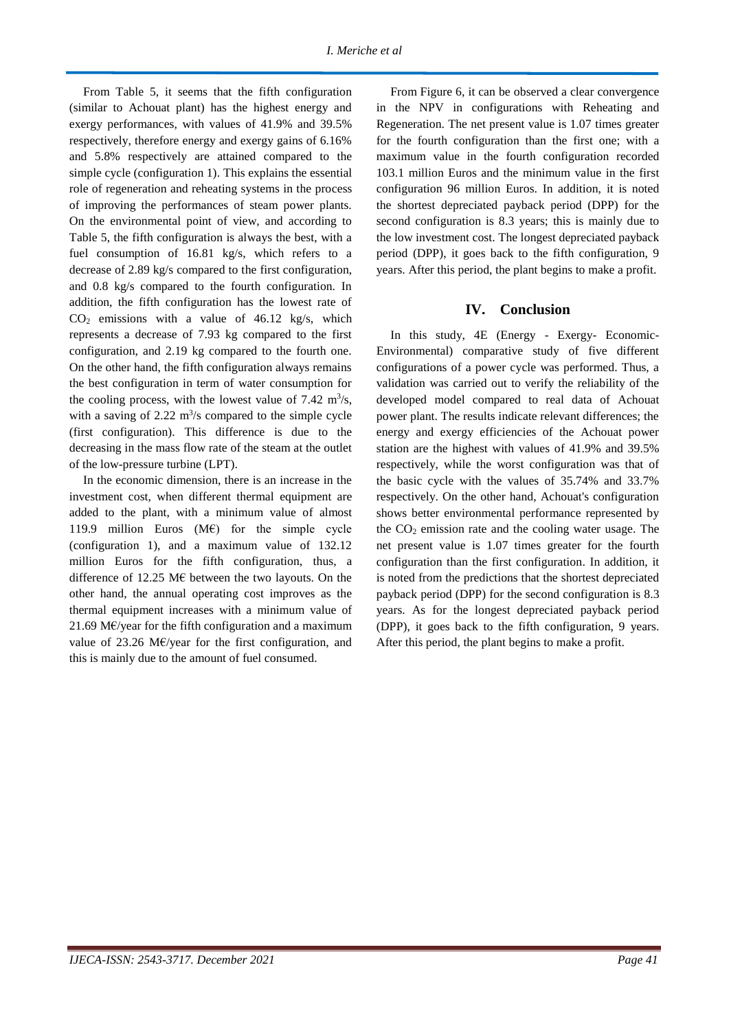From Table 5, it seems that the fifth configuration (similar to Achouat plant) has the highest energy and exergy performances, with values of 41.9% and 39.5% respectively, therefore energy and exergy gains of 6.16% and 5.8% respectively are attained compared to the simple cycle (configuration 1). This explains the essential role of regeneration and reheating systems in the process of improving the performances of steam power plants. On the environmental point of view, and according to Table 5, the fifth configuration is always the best, with a fuel consumption of 16.81 kg/s, which refers to a decrease of 2.89 kg/s compared to the first configuration, and 0.8 kg/s compared to the fourth configuration. In addition, the fifth configuration has the lowest rate of $CO_2$ emissions with a value of 46.12 kg/s, which represents a decrease of 7.93 kg compared to the first configuration, and 2.19 kg compared to the fourth one. On the other hand, the fifth configuration always remains the best configuration in term of water consumption for the cooling process, with the lowest value of 7.42 $m^3/s$, with a saving of 2.22 $m^3/s$ compared to the simple cycle (first configuration). This difference is due to the decreasing in the mass flow rate of the steam at the outlet of the low-pressure turbine (LPT).

In the economic dimension, there is an increase in the investment cost, when different thermal equipment are added to the plant, with a minimum value of almost 119.9 million Euros (M€) for the simple cycle (configuration 1), and a maximum value of 132.12 million Euros for the fifth configuration, thus, a difference of 12.25 M€ between the two layouts. On the other hand, the annual operating cost improves as the thermal equipment increases with a minimum value of 21.69 M€/year for the fifth configuration and a maximum value of 23.26 M€/year for the first configuration, and this is mainly due to the amount of fuel consumed.

From Figure 6, it can be observed a clear convergence in the NPV in configurations with Reheating and Regeneration. The net present value is 1.07 times greater for the fourth configuration than the first one; with a maximum value in the fourth configuration recorded 103.1 million Euros and the minimum value in the first configuration 96 million Euros. In addition, it is noted the shortest depreciated payback period (DPP) for the second configuration is 8.3 years; this is mainly due to the low investment cost. The longest depreciated payback period (DPP), it goes back to the fifth configuration, 9 years. After this period, the plant begins to make a profit.

## IV. Conclusion

In this study, 4E (Energy - Exergy- Economic-Environmental) comparative study of five different configurations of a power cycle was performed. Thus, a validation was carried out to verify the reliability of the developed model compared to real data of Achouat power plant. The results indicate relevant differences; the energy and exergy efficiencies of the Achouat power station are the highest with values of 41.9% and 39.5% respectively, while the worst configuration was that of the basic cycle with the values of 35.74% and 33.7% respectively. On the other hand, Achouat's configuration shows better environmental performance represented by the $CO_2$ emission rate and the cooling water usage. The net present value is 1.07 times greater for the fourth configuration than the first configuration. In addition, it is noted from the predictions that the shortest depreciated payback period (DPP) for the second configuration is 8.3 years. As for the longest depreciated payback period (DPP), it goes back to the fifth configuration, 9 years. After this period, the plant begins to make a profit.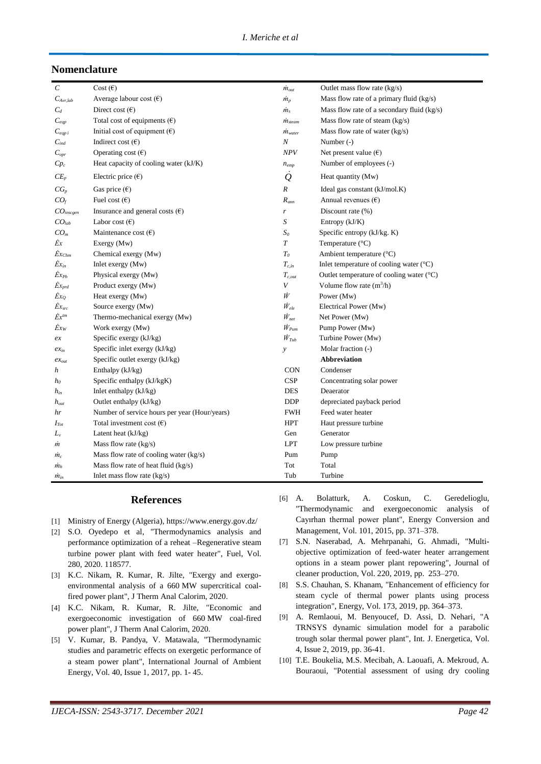## Nomenclature

| | | | |
|---|---|---|---|
| $C$ | Cost (€) | $\dot{m}_{out}$ | Outlet mass flow rate (kg/s) |
| $C_{Avr,lab}$ | Average labour cost (€) | $\dot{m}_p$ | Mass flow rate of a primary fluid (kg/s) |
| $C_d$ | Direct cost (€) | $\dot{m}_s$ | Mass flow rate of a secondary fluid (kg/s) |
| $C_{eqp}$ | Total cost of equipments (€) | $\dot{m}_{steam}$ | Mass flow rate of steam (kg/s) |
| $C_{eqp\,i}$ | Initial cost of equipment (€) | $\dot{m}_{water}$ | Mass flow rate of water (kg/s) |
| $C_{ind}$ | Indirect cost (€) | $N$ | Number (-) |
| $C_{opr}$ | Operating cost (€) | $NPV$ | Net present value (€) |
| $Cp_c$ | Heat capacity of cooling water (kJ/K) | $n_{emp}$ | Number of employees (-) |
| $CE_p$ | Electric price (€) | $\dot{Q}$ | Heat quantity (Mw) |
| $CG_p$ | Gas price (€) | $R$ | Ideal gas constant (kJ/mol.K) |
| $CO_f$ | Fuel cost (€) | $R_{ann}$ | Annual revenues (€) |
| $CO_{inscgen}$ | Insurance and general costs (€) | $r$ | Discount rate (%) |
| $CO_{lab}$ | Labor cost (€) | $S$ | Entropy (kJ/K) |
| $CO_m$ | Maintenance cost (€) | $S_0$ | Specific entropy (kJ/kg. K) |
| $\dot{E}x$ | Exergy (Mw) | $T$ | Temperature (°C) |
| $\dot{E}x_{Chm}$ | Chemical exergy (Mw) | $T_0$ | Ambient temperature (°C) |
| $\dot{E}x_{in}$ | Inlet exergy (Mw) | $T_{c,in}$ | Inlet temperature of cooling water (°C) |
| $\dot{E}x_{Ph}$ | Physical exergy (Mw) | $T_{c,out}$ | Outlet temperature of cooling water (°C) |
| $\dot{E}x_{prd}$ | Product exergy (Mw) | $V$ | Volume flow rate (m$^3$/h) |
| $\dot{E}x_Q$ | Heat exergy (Mw) | $\dot{W}$ | Power (Mw) |
| $\dot{E}x_{src}$ | Source exergy (Mw) | $\dot{W}_{ele}$ | Electrical Power (Mw) |
| $\dot{E}x^{tm}$ | Thermo-mechanical exergy (Mw) | $\dot{W}_{net}$ | Net Power (Mw) |
| $\dot{E}x_W$ | Work exergy (Mw) | $\dot{W}_{Pum}$ | Pump Power (Mw) |
| $ex$ | Specific exergy (kJ/kg) | $\dot{W}_{Tub}$ | Turbine Power (Mw) |
| $ex_{in}$ | Specific inlet exergy (kJ/kg) | $y$ | Molar fraction (-) |
| $ex_{out}$ | Specific outlet exergy (kJ/kg) | | **Abbreviation** |
| $h$ | Enthalpy (kJ/kg) | CON | Condenser |
| $h_0$ | Specific enthalpy (kJ/kgK) | CSP | Concentrating solar power |
| $h_{in}$ | Inlet enthalpy (kJ/kg) | DES | Deaerator |
| $h_{out}$ | Outlet enthalpy (kJ/kg) | DDP | depreciated payback period |
| $hr$ | Number of service hours per year (Hour/years) | FWH | Feed water heater |
| $I_{Tot}$ | Total investment cost (€) | HPT | Haut pressure turbine |
| $L_v$ | Latent heat (kJ/kg) | Gen | Generator |
| $\dot{m}$ | Mass flow rate (kg/s) | LPT | Low pressure turbine |
| $\dot{m}_c$ | Mass flow rate of cooling water (kg/s) | Pum | Pump |
| $\dot{m}_h$ | Mass flow rate of heat fluid (kg/s) | Tot | Total |
| $\dot{m}_{in}$ | Inlet mass flow rate (kg/s) | Tub | Turbine |

## References

[1] Ministry of Energy (Algeria), https://www.energy.gov.dz/

[2] S.O. Oyedepo et al, "Thermodynamics analysis and performance optimization of a reheat –Regenerative steam turbine power plant with feed water heater", Fuel, Vol. 280, 2020. 118577.

[3] K.C. Nikam, R. Kumar, R. Jilte, "Exergy and exergo-environmental analysis of a 660 MW supercritical coal-fired power plant", J Therm Anal Calorim, 2020.

[4] K.C. Nikam, R. Kumar, R. Jilte, "Economic and exergoeconomic investigation of 660 MW coal-fired power plant", J Therm Anal Calorim, 2020.

[5] V. Kumar, B. Pandya, V. Matawala, "Thermodynamic studies and parametric effects on exergetic performance of a steam power plant", International Journal of Ambient Energy, Vol. 40, Issue 1, 2017, pp. 1- 45.

[6] A. Bolatturk, A. Coskun, C. Geredelioglu, "Thermodynamic and exergoeconomic analysis of Cayırhan thermal power plant", Energy Conversion and Management, Vol. 101, 2015, pp. 371–378.

[7] S.N. Naserabad, A. Mehrpanahi, G. Ahmadi, "Multi-objective optimization of feed-water heater arrangement options in a steam power plant repowering", Journal of cleaner production, Vol. 220, 2019, pp. 253–270.

[8] S.S. Chauhan, S. Khanam, "Enhancement of efficiency for steam cycle of thermal power plants using process integration", Energy, Vol. 173, 2019, pp. 364–373.

[9] A. Remlaoui, M. Benyoucef, D. Assi, D. Nehari, "A TRNSYS dynamic simulation model for a parabolic trough solar thermal power plant", Int. J. Energetica, Vol. 4, Issue 2, 2019, pp. 36-41.

[10] T.E. Boukelia, M.S. Mecibah, A. Laouafi, A. Mekroud, A. Bouraoui, "Potential assessment of using dry cooling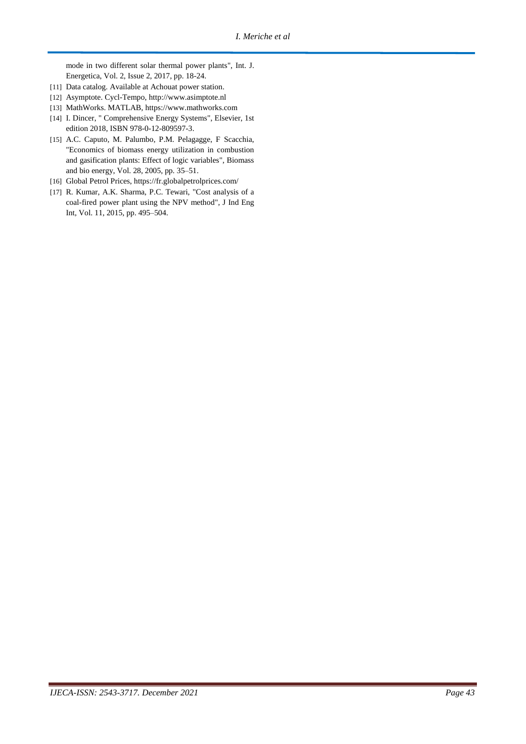mode in two different solar thermal power plants", Int. J. Energetica, Vol. 2, Issue 2, 2017, pp. 18-24.

[11] Data catalog. Available at Achouat power station.

[12] Asymptote. Cycl-Tempo, http://www.asimptote.nl

[13] MathWorks. MATLAB, https://www.mathworks.com

[14] I. Dincer, " Comprehensive Energy Systems", Elsevier, 1st edition 2018, ISBN 978-0-12-809597-3.

[15] A.C. Caputo, M. Palumbo, P.M. Pelagagge, F Scacchia, "Economics of biomass energy utilization in combustion and gasification plants: Effect of logic variables", Biomass and bio energy, Vol. 28, 2005, pp. 35–51.

[16] Global Petrol Prices, https://fr.globalpetrolprices.com/

[17] R. Kumar, A.K. Sharma, P.C. Tewari, "Cost analysis of a coal-fired power plant using the NPV method", J Ind Eng Int, Vol. 11, 2015, pp. 495–504.